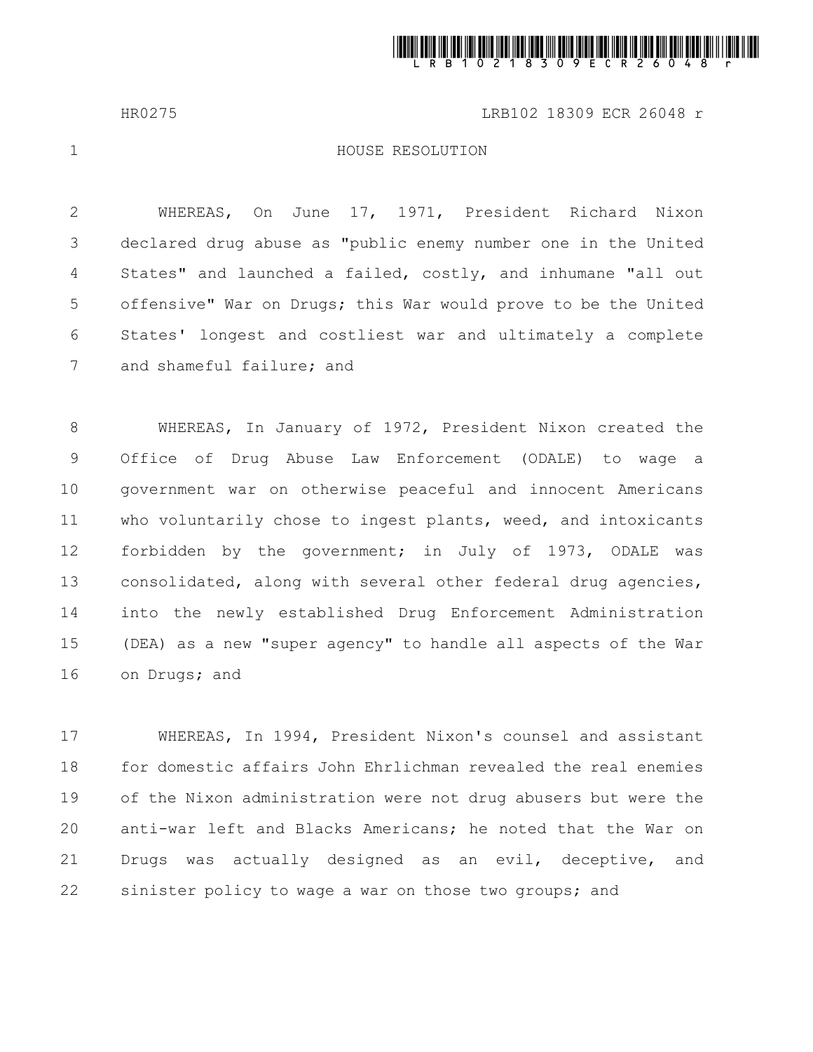HR0275 LRB102 18309 ECR 26048 r

# HOUSE RESOLUTION

WHEREAS, On June 17, 1971, President Richard Nixon declared drug abuse as "public enemy number one in the United States" and launched a failed, costly, and inhumane "all out offensive" War on Drugs; this War would prove to be the United States' longest and costliest war and ultimately a complete and shameful failure; and

WHEREAS, In January of 1972, President Nixon created the Office of Drug Abuse Law Enforcement (ODALE) to wage a government war on otherwise peaceful and innocent Americans who voluntarily chose to ingest plants, weed, and intoxicants forbidden by the government; in July of 1973, ODALE was consolidated, along with several other federal drug agencies, into the newly established Drug Enforcement Administration (DEA) as a new "super agency" to handle all aspects of the War on Drugs; and

WHEREAS, In 1994, President Nixon's counsel and assistant for domestic affairs John Ehrlichman revealed the real enemies of the Nixon administration were not drug abusers but were the anti-war left and Blacks Americans; he noted that the War on Drugs was actually designed as an evil, deceptive, and sinister policy to wage a war on those two groups; and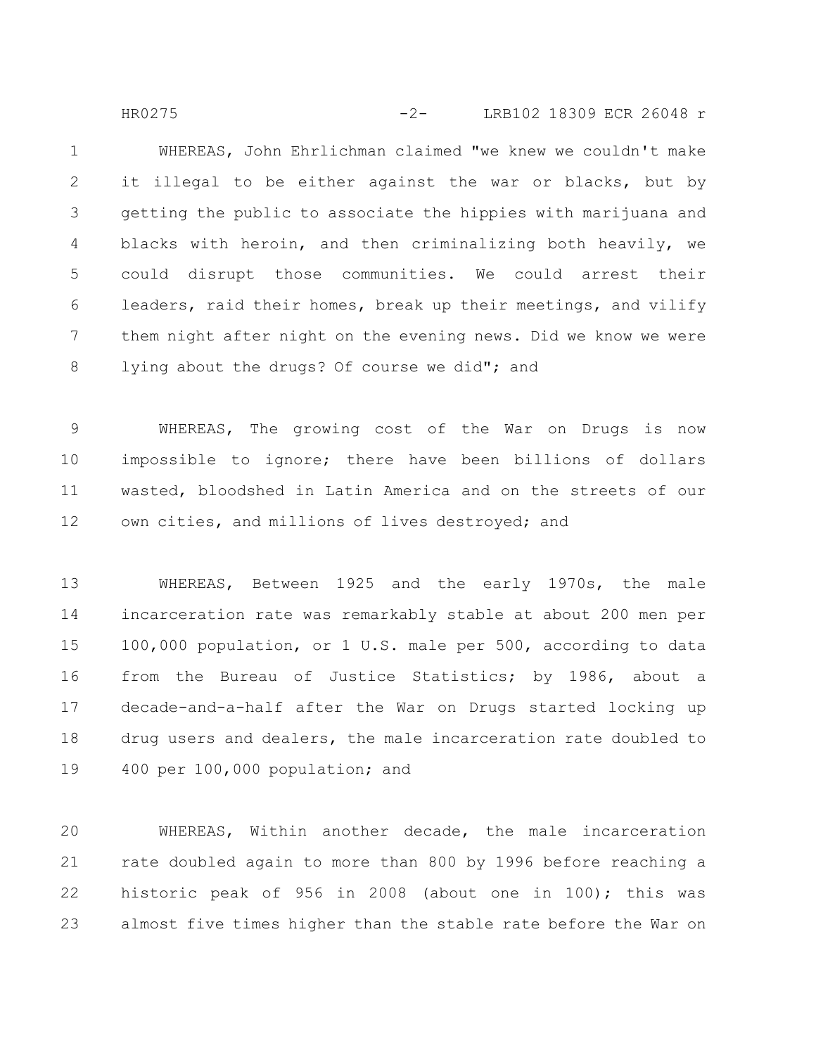WHEREAS, John Ehrlichman claimed "we knew we couldn't make it illegal to be either against the war or blacks, but by getting the public to associate the hippies with marijuana and blacks with heroin, and then criminalizing both heavily, we could disrupt those communities. We could arrest their leaders, raid their homes, break up their meetings, and vilify them night after night on the evening news. Did we know we were lying about the drugs? Of course we did"; and

WHEREAS, The growing cost of the War on Drugs is now impossible to ignore; there have been billions of dollars wasted, bloodshed in Latin America and on the streets of our own cities, and millions of lives destroyed; and

WHEREAS, Between 1925 and the early 1970s, the male incarceration rate was remarkably stable at about 200 men per 100,000 population, or 1 U.S. male per 500, according to data from the Bureau of Justice Statistics; by 1986, about a decade-and-a-half after the War on Drugs started locking up drug users and dealers, the male incarceration rate doubled to 400 per 100,000 population; and

WHEREAS, Within another decade, the male incarceration rate doubled again to more than 800 by 1996 before reaching a historic peak of 956 in 2008 (about one in 100); this was almost five times higher than the stable rate before the War on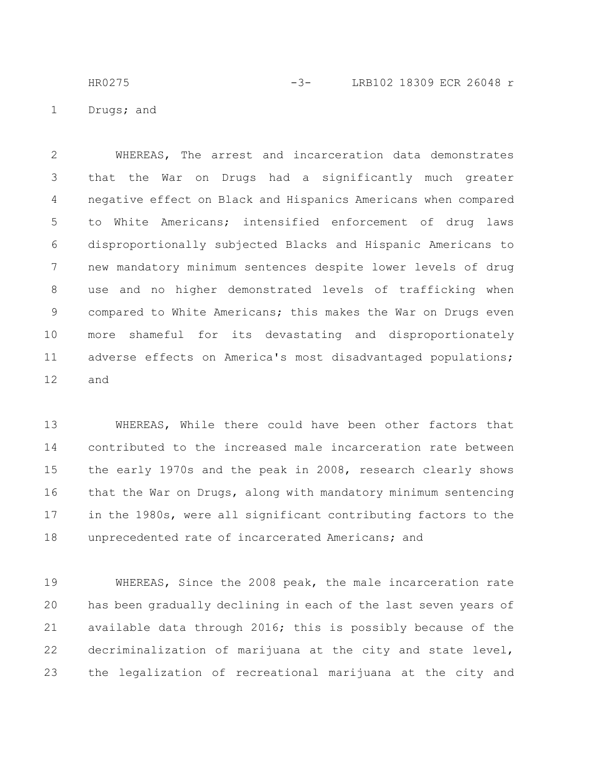Drugs; and

WHEREAS, The arrest and incarceration data demonstrates that the War on Drugs had a significantly much greater negative effect on Black and Hispanics Americans when compared to White Americans; intensified enforcement of drug laws disproportionally subjected Blacks and Hispanic Americans to new mandatory minimum sentences despite lower levels of drug use and no higher demonstrated levels of trafficking when compared to White Americans; this makes the War on Drugs even more shameful for its devastating and disproportionately adverse effects on America's most disadvantaged populations; and

WHEREAS, While there could have been other factors that contributed to the increased male incarceration rate between the early 1970s and the peak in 2008, research clearly shows that the War on Drugs, along with mandatory minimum sentencing in the 1980s, were all significant contributing factors to the unprecedented rate of incarcerated Americans; and

WHEREAS, Since the 2008 peak, the male incarceration rate has been gradually declining in each of the last seven years of available data through 2016; this is possibly because of the decriminalization of marijuana at the city and state level, the legalization of recreational marijuana at the city and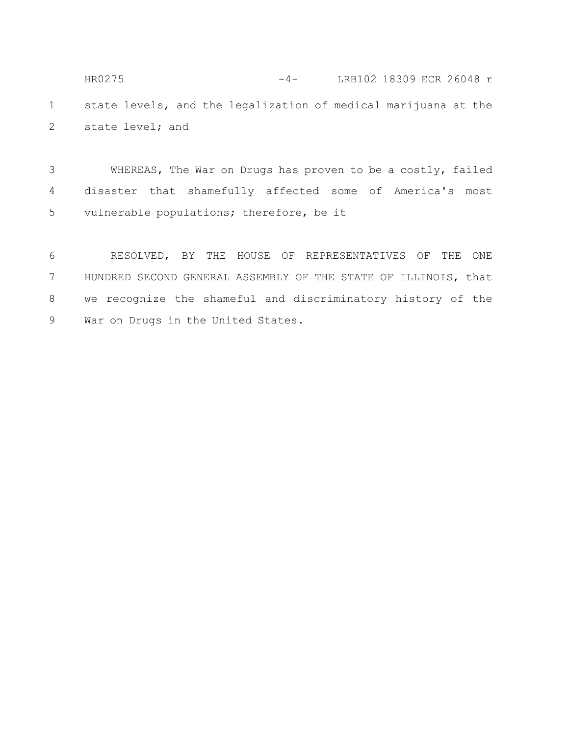state levels, and the legalization of medical marijuana at the state level; and

WHEREAS, The War on Drugs has proven to be a costly, failed disaster that shamefully affected some of America's most vulnerable populations; therefore, be it

RESOLVED, BY THE HOUSE OF REPRESENTATIVES OF THE ONE HUNDRED SECOND GENERAL ASSEMBLY OF THE STATE OF ILLINOIS, that we recognize the shameful and discriminatory history of the War on Drugs in the United States.